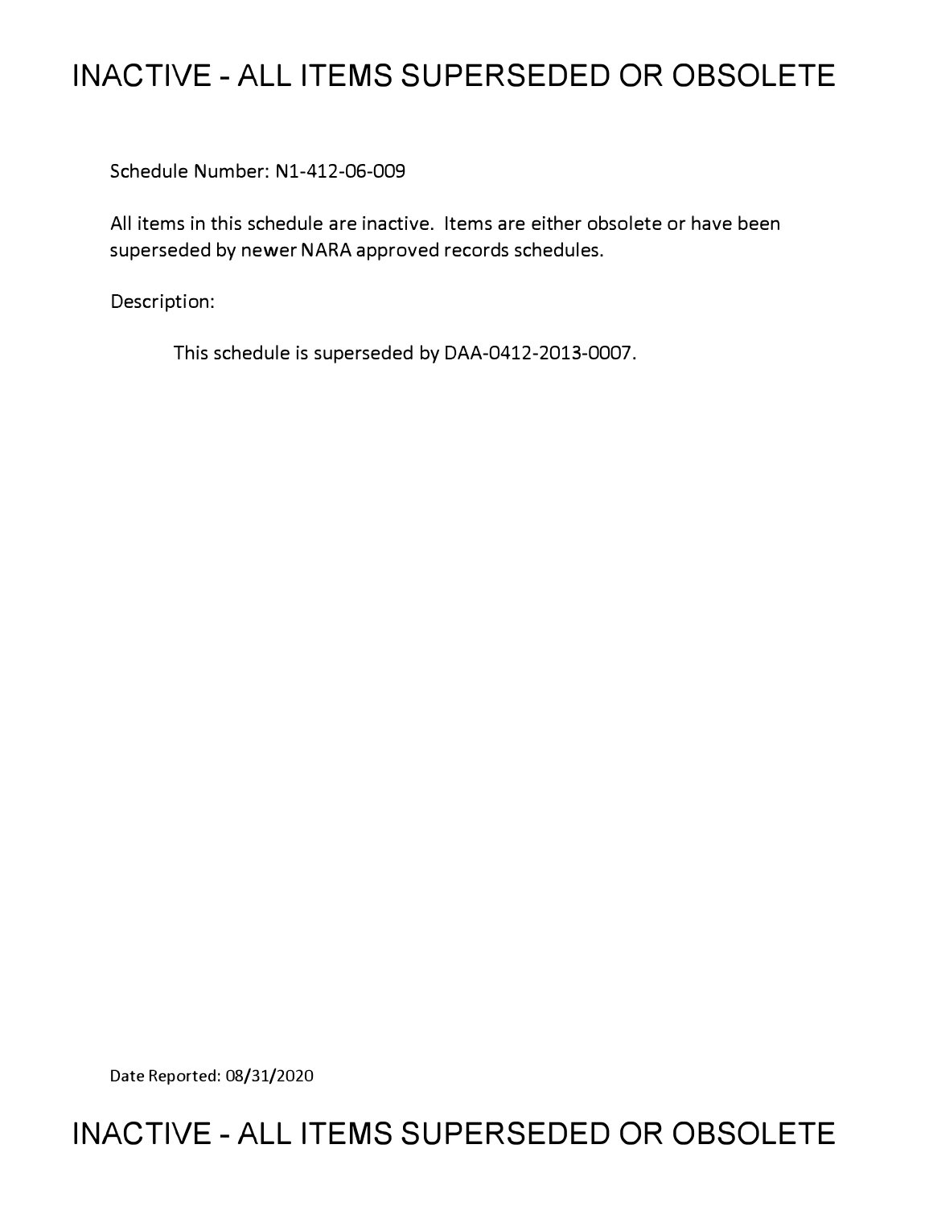# INACTIVE - ALL ITEMS SUPERSEDED OR OBSOLETE

Schedule Number: N1-412-06-009

All items in this schedule are inactive. Items are either obsolete or have been superseded by newer NARA approved records schedules.

Description:

This schedule is superseded by DAA-0412-2013-0007.

Date Reported: 08/31/2020

# INACTIVE - ALL ITEMS SUPERSEDED OR OBSOLETE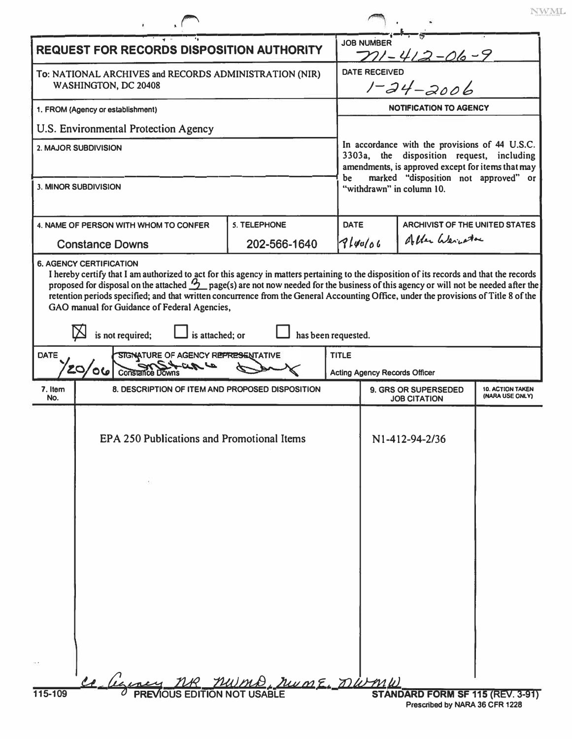NWML

# REQUEST FOR RECORDS DISPOSITION AUTHORITY

| | |
|---|---|
| **JOB NUMBER** | N1-412-06-9 |
| **DATE RECEIVED** | 1-24-2006 |

To: NATIONAL ARCHIVES and RECORDS ADMINISTRATION (NIR)
WASHINGTON, DC 20408

**1. FROM (Agency or establishment)**

U.S. Environmental Protection Agency

**2. MAJOR SUBDIVISION**

**3. MINOR SUBDIVISION**

**NOTIFICATION TO AGENCY**

In accordance with the provisions of 44 U.S.C. 3303a, the disposition request, including amendments, is approved except for items that may be marked "disposition not approved" or "withdrawn" in column 10.

| 4. NAME OF PERSON WITH WHOM TO CONFER | 5. TELEPHONE | DATE | ARCHIVIST OF THE UNITED STATES |
|---|---|---|---|
| Constance Downs | 202-566-1640 | 9/20/06 | Allen Weinstein |

**6. AGENCY CERTIFICATION**

I hereby certify that I am authorized to act for this agency in matters pertaining to the disposition of its records and that the records proposed for disposal on the attached 3 page(s) are not now needed for the business of this agency or will not be needed after the retention periods specified; and that written concurrence from the General Accounting Office, under the provisions of Title 8 of the GAO manual for Guidance of Federal Agencies,

☒ is not required; ☐ is attached; or ☐ has been requested.

| DATE | SIGNATURE OF AGENCY REPRESENTATIVE | TITLE |
|---|---|---|
| 1/20/06 | Constance Downs | Acting Agency Records Officer |

| 7. Item No. | 8. DESCRIPTION OF ITEM AND PROPOSED DISPOSITION | 9. GRS OR SUPERSEDED JOB CITATION | 10. ACTION TAKEN (NARA USE ONLY) |
|---|---|---|---|
| | EPA 250 Publications and Promotional Items | N1-412-94-2/36 | |

cc Agency, NR, NWMD, NWME, NWMW

115-109 PREVIOUS EDITION NOT USABLE

STANDARD FORM SF 115 (REV. 3-91)
Prescribed by NARA 36 CFR 1228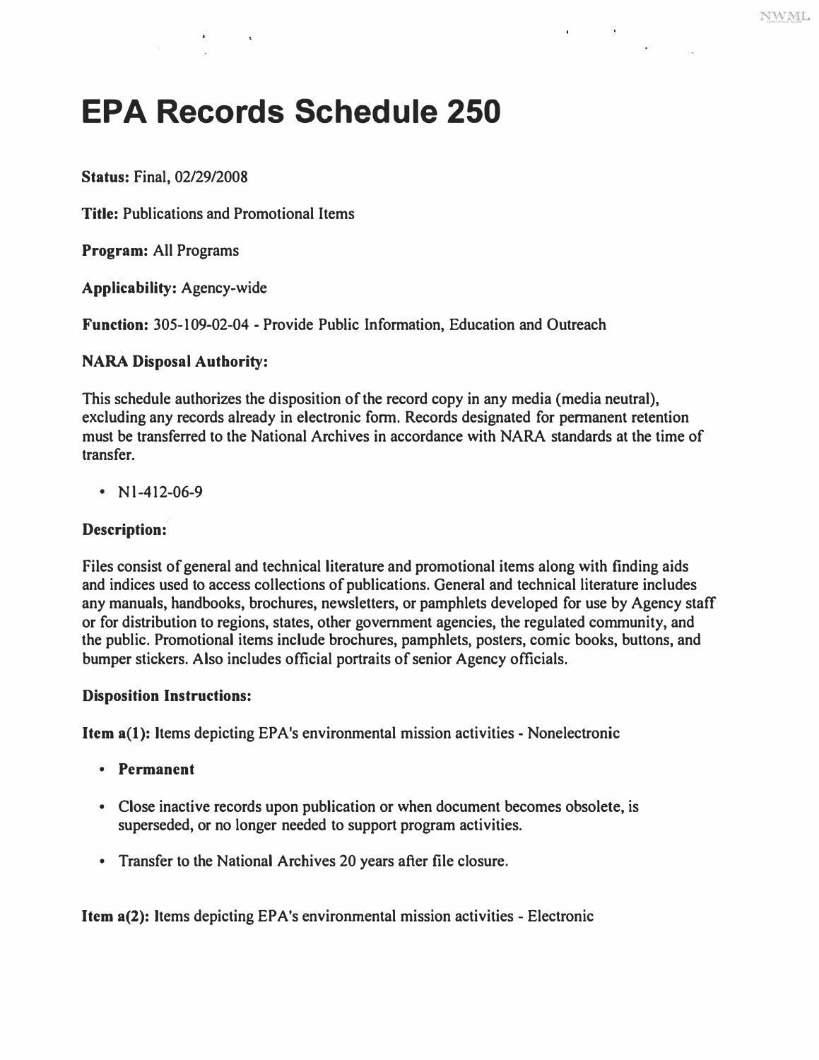# EPA Records Schedule 250

**Status:** Final, 02/29/2008

**Title:** Publications and Promotional Items

**Program:** All Programs

**Applicability:** Agency-wide

**Function:** 305-109-02-04 - Provide Public Information, Education and Outreach

**NARA Disposal Authority:**

This schedule authorizes the disposition of the record copy in any media (media neutral), excluding any records already in electronic form. Records designated for permanent retention must be transferred to the National Archives in accordance with NARA standards at the time of transfer.

- N1-412-06-9

**Description:**

Files consist of general and technical literature and promotional items along with finding aids and indices used to access collections of publications. General and technical literature includes any manuals, handbooks, brochures, newsletters, or pamphlets developed for use by Agency staff or for distribution to regions, states, other government agencies, the regulated community, and the public. Promotional items include brochures, pamphlets, posters, comic books, buttons, and bumper stickers. Also includes official portraits of senior Agency officials.

**Disposition Instructions:**

**Item a(1):** Items depicting EPA's environmental mission activities - Nonelectronic

- **Permanent**
- Close inactive records upon publication or when document becomes obsolete, is superseded, or no longer needed to support program activities.
- Transfer to the National Archives 20 years after file closure.

**Item a(2):** Items depicting EPA's environmental mission activities - Electronic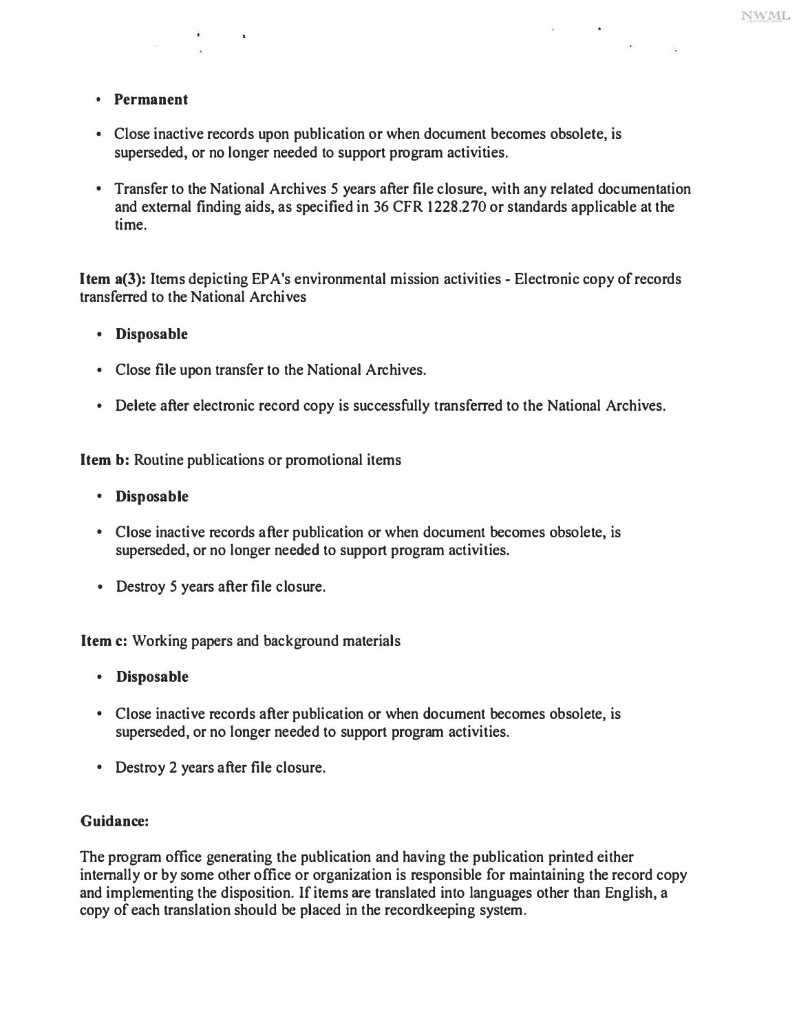- **Permanent**
- Close inactive records upon publication or when document becomes obsolete, is superseded, or no longer needed to support program activities.
- Transfer to the National Archives 5 years after file closure, with any related documentation and external finding aids, as specified in 36 CFR 1228.270 or standards applicable at the time.

**Item a(3):** Items depicting EPA's environmental mission activities - Electronic copy of records transferred to the National Archives

- **Disposable**
- Close file upon transfer to the National Archives.
- Delete after electronic record copy is successfully transferred to the National Archives.

**Item b:** Routine publications or promotional items

- **Disposable**
- Close inactive records after publication or when document becomes obsolete, is superseded, or no longer needed to support program activities.
- Destroy 5 years after file closure.

**Item c:** Working papers and background materials

- **Disposable**
- Close inactive records after publication or when document becomes obsolete, is superseded, or no longer needed to support program activities.
- Destroy 2 years after file closure.

**Guidance:**

The program office generating the publication and having the publication printed either internally or by some other office or organization is responsible for maintaining the record copy and implementing the disposition. If items are translated into languages other than English, a copy of each translation should be placed in the recordkeeping system.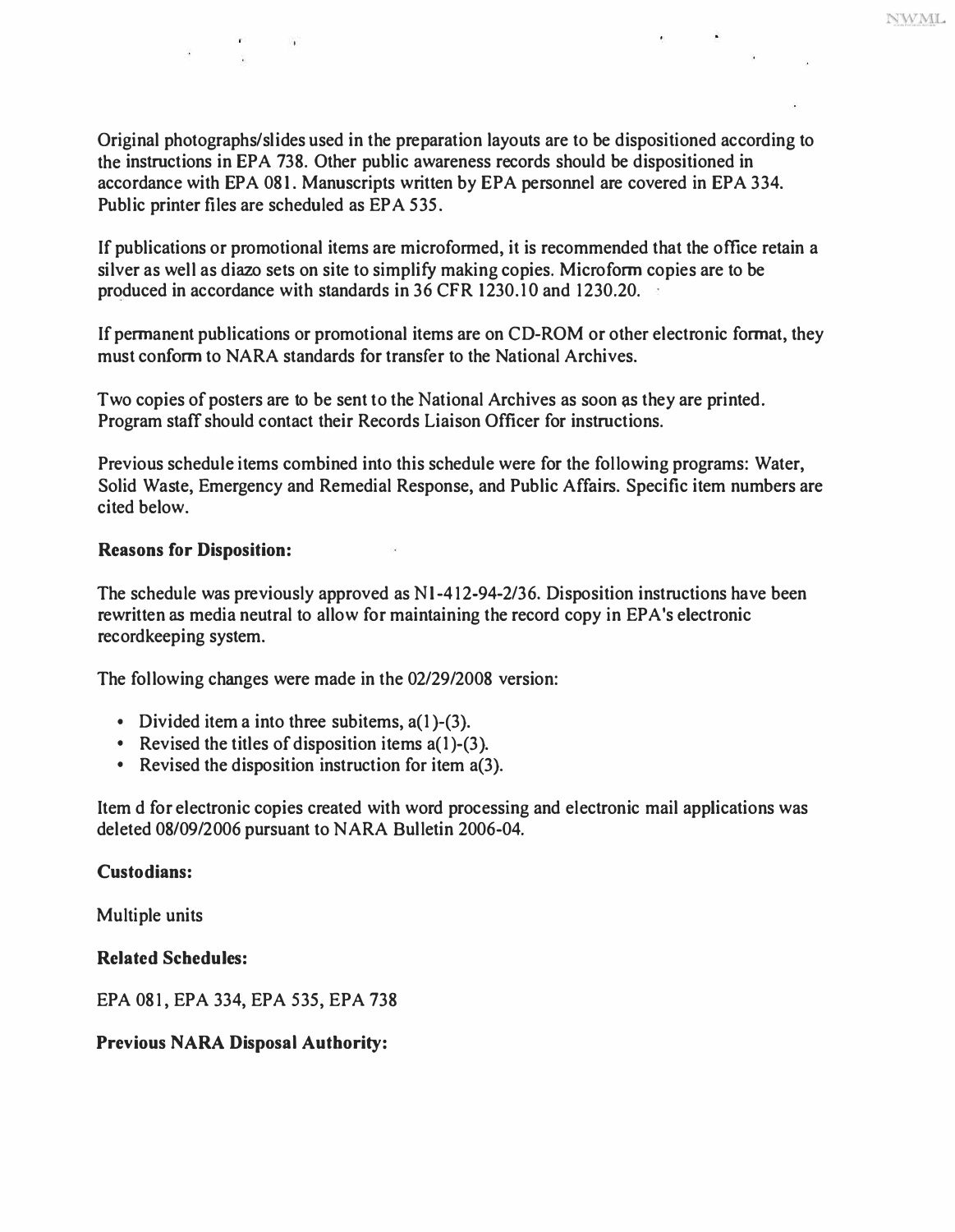Original photographs/slides used in the preparation layouts are to be dispositioned according to the instructions in EPA 738. Other public awareness records should be dispositioned in accordance with EPA 081. Manuscripts written by EPA personnel are covered in EPA 334. Public printer files are scheduled as EPA 535.

If publications or promotional items are microformed, it is recommended that the office retain a silver as well as diazo sets on site to simplify making copies. Microform copies are to be produced in accordance with standards in 36 CFR 1230.10 and 1230.20.

If permanent publications or promotional items are on CD-ROM or other electronic format, they must conform to NARA standards for transfer to the National Archives.

Two copies of posters are to be sent to the National Archives as soon as they are printed. Program staff should contact their Records Liaison Officer for instructions.

Previous schedule items combined into this schedule were for the following programs: Water, Solid Waste, Emergency and Remedial Response, and Public Affairs. Specific item numbers are cited below.

**Reasons for Disposition:**

The schedule was previously approved as N1-412-94-2/36. Disposition instructions have been rewritten as media neutral to allow for maintaining the record copy in EPA's electronic recordkeeping system.

The following changes were made in the 02/29/2008 version:

- Divided item a into three subitems, a(1)-(3).
- Revised the titles of disposition items a(1)-(3).
- Revised the disposition instruction for item a(3).

Item d for electronic copies created with word processing and electronic mail applications was deleted 08/09/2006 pursuant to NARA Bulletin 2006-04.

**Custodians:**

Multiple units

**Related Schedules:**

EPA 081, EPA 334, EPA 535, EPA 738

**Previous NARA Disposal Authority:**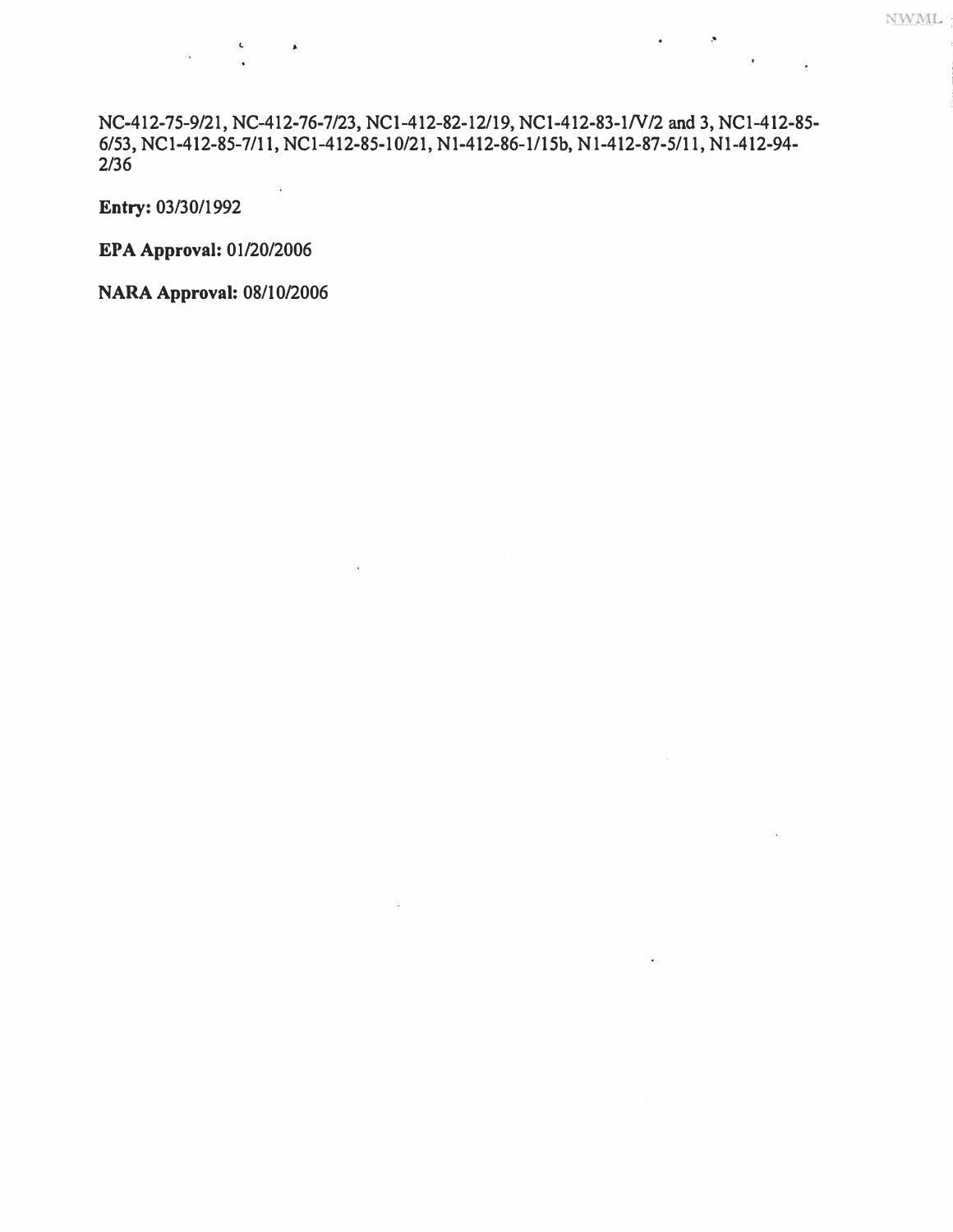NC-412-75-9/21, NC-412-76-7/23, NC1-412-82-12/19, NC1-412-83-1/V/2 and 3, NC1-412-85-6/53, NC1-412-85-7/11, NC1-412-85-10/21, N1-412-86-1/15b, N1-412-87-5/11, N1-412-94-2/36

**Entry:** 03/30/1992

**EPA Approval:** 01/20/2006

**NARA Approval:** 08/10/2006